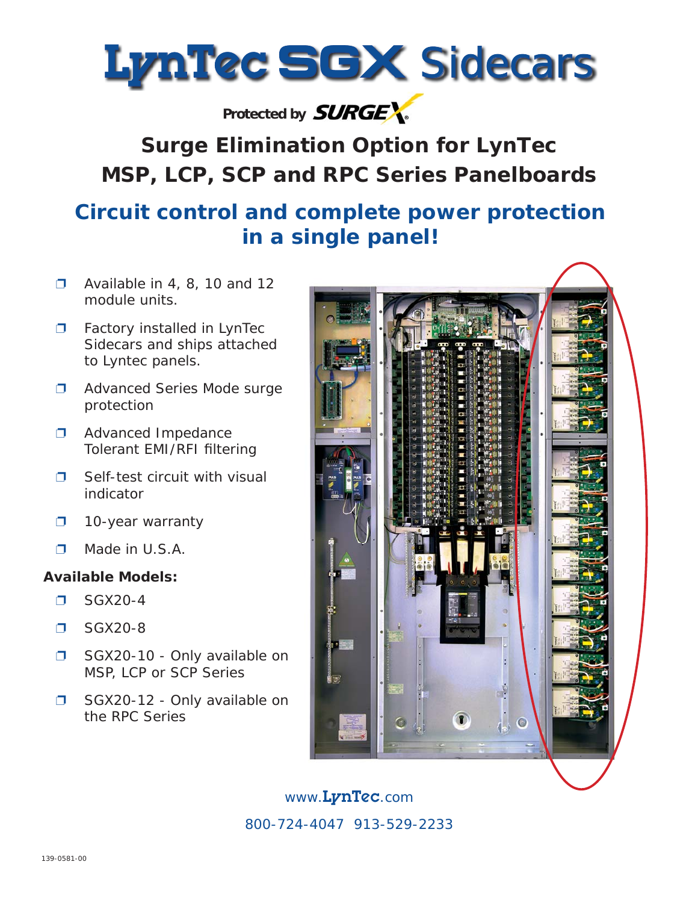# LynTec SGX Sidecars

Protected by SURGEX

## Surge Elimination Option for LynTec MSP, LCP, SCP and RPC Series Panelboards

## Circuit control and complete power protection in a single panel!

- Available in 4, 8, 10 and 12 module units.
- Factory installed in LynTec Sidecars and ships attached to Lyntec panels.
- Advanced Series Mode surge protection
- Advanced Impedance Tolerant EMI/RFI filtering
- Self-test circuit with visual indicator
- 10-year warranty
- Made in U.S.A.

**Available Models:**

- SGX20-4
- SGX20-8
- SGX20-10 - Only available on MSP, LCP or SCP Series
- SGX20-12 - Only available on the RPC Series

www.LynTec.com

800-724-4047 913-529-2233

139-0581-00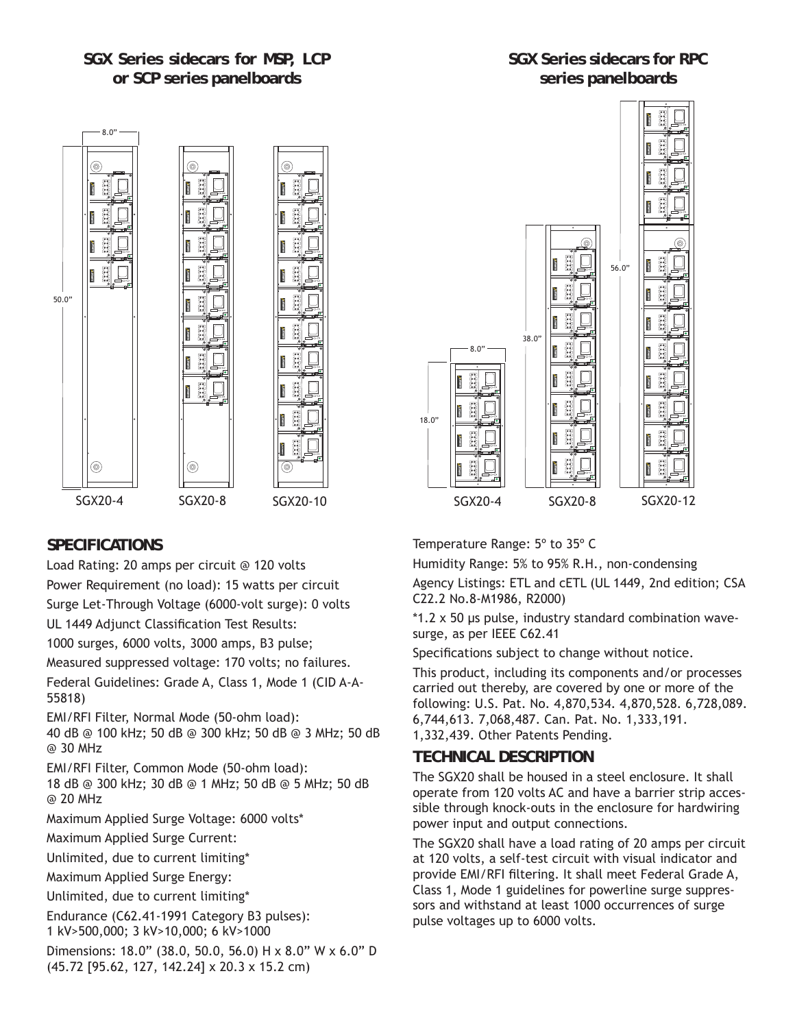**SGX Series sidecars for MSP, LCP or SCP series panelboards**

8.0”

50.0”

SGX20-4

SGX20-8

SGX20-10

**SGX Series sidecars for RPC series panelboards**

8.0”

18.0”

38.0”

56.0”

SGX20-4

SGX20-8

SGX20-12

## SPECIFICATIONS

Load Rating: 20 amps per circuit @ 120 volts

Power Requirement (no load): 15 watts per circuit

Surge Let-Through Voltage (6000-volt surge): 0 volts

UL 1449 Adjunct Classification Test Results:

1000 surges, 6000 volts, 3000 amps, B3 pulse;

Measured suppressed voltage: 170 volts; no failures.

Federal Guidelines: Grade A, Class 1, Mode 1 (CID A-A-55818)

EMI/RFI Filter, Normal Mode (50-ohm load):
40 dB @ 100 kHz; 50 dB @ 300 kHz; 50 dB @ 3 MHz; 50 dB @ 30 MHz

EMI/RFI Filter, Common Mode (50-ohm load):
18 dB @ 300 kHz; 30 dB @ 1 MHz; 50 dB @ 5 MHz; 50 dB @ 20 MHz

Maximum Applied Surge Voltage: 6000 volts*

Maximum Applied Surge Current:

Unlimited, due to current limiting*

Maximum Applied Surge Energy:

Unlimited, due to current limiting*

Endurance (C62.41-1991 Category B3 pulses):
1 kV>500,000; 3 kV>10,000; 6 kV>1000

Dimensions: 18.0” (38.0, 50.0, 56.0) H x 8.0” W x 6.0” D (45.72 [95.62, 127, 142.24] x 20.3 x 15.2 cm)

Temperature Range: 5º to 35º C

Humidity Range: 5% to 95% R.H., non-condensing

Agency Listings: ETL and cETL (UL 1449, 2nd edition; CSA C22.2 No.8-M1986, R2000)

*1.2 x 50 µs pulse, industry standard combination wave-surge, as per IEEE C62.41

Specifications subject to change without notice.

This product, including its components and/or processes carried out thereby, are covered by one or more of the following: U.S. Pat. No. 4,870,534. 4,870,528. 6,728,089. 6,744,613. 7,068,487. Can. Pat. No. 1,333,191. 1,332,439. Other Patents Pending.

## TECHNICAL DESCRIPTION

The SGX20 shall be housed in a steel enclosure. It shall operate from 120 volts AC and have a barrier strip accessible through knock-outs in the enclosure for hardwiring power input and output connections.

The SGX20 shall have a load rating of 20 amps per circuit at 120 volts, a self-test circuit with visual indicator and provide EMI/RFI filtering. It shall meet Federal Grade A, Class 1, Mode 1 guidelines for powerline surge suppressors and withstand at least 1000 occurrences of surge pulse voltages up to 6000 volts.